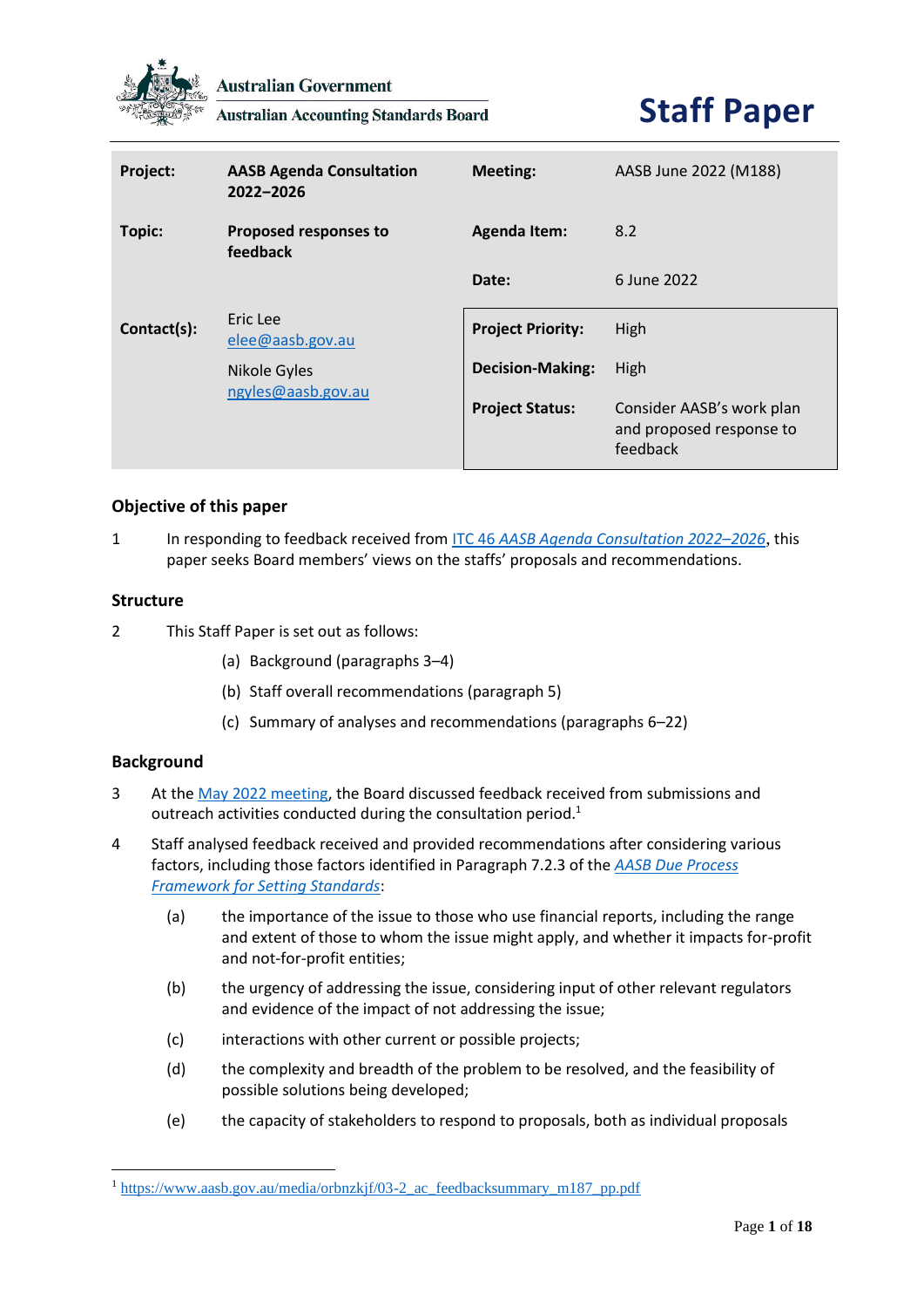Australian Government

Australian Accounting Standards Board

# Staff Paper

| Project: | AASB Agenda Consultation 2022–2026 | Meeting: | AASB June 2022 (M188) |
|---|---|---|---|
| Topic: | Proposed responses to feedback | Agenda Item: | 8.2 |
| | | Date: | 6 June 2022 |
| Contact(s): | Eric Lee elee@aasb.gov.au Nikole Gyles ngyles@aasb.gov.au | Project Priority: | High |
| | | Decision-Making: | High |
| | | Project Status: | Consider AASB's work plan and proposed response to feedback |

## Objective of this paper

1 In responding to feedback received from ITC 46 *AASB Agenda Consultation 2022–2026*, this paper seeks Board members' views on the staffs' proposals and recommendations.

## Structure

2 This Staff Paper is set out as follows:

(a) Background (paragraphs 3–4)

(b) Staff overall recommendations (paragraph 5)

(c) Summary of analyses and recommendations (paragraphs 6–22)

## Background

3 At the May 2022 meeting, the Board discussed feedback received from submissions and outreach activities conducted during the consultation period.[1]

4 Staff analysed feedback received and provided recommendations after considering various factors, including those factors identified in Paragraph 7.2.3 of the *AASB Due Process Framework for Setting Standards*:

(a) the importance of the issue to those who use financial reports, including the range and extent of those to whom the issue might apply, and whether it impacts for-profit and not-for-profit entities;

(b) the urgency of addressing the issue, considering input of other relevant regulators and evidence of the impact of not addressing the issue;

(c) interactions with other current or possible projects;

(d) the complexity and breadth of the problem to be resolved, and the feasibility of possible solutions being developed;

(e) the capacity of stakeholders to respond to proposals, both as individual proposals

[1] https://www.aasb.gov.au/media/orbnzkjf/03-2_ac_feedbacksummary_m187_pp.pdf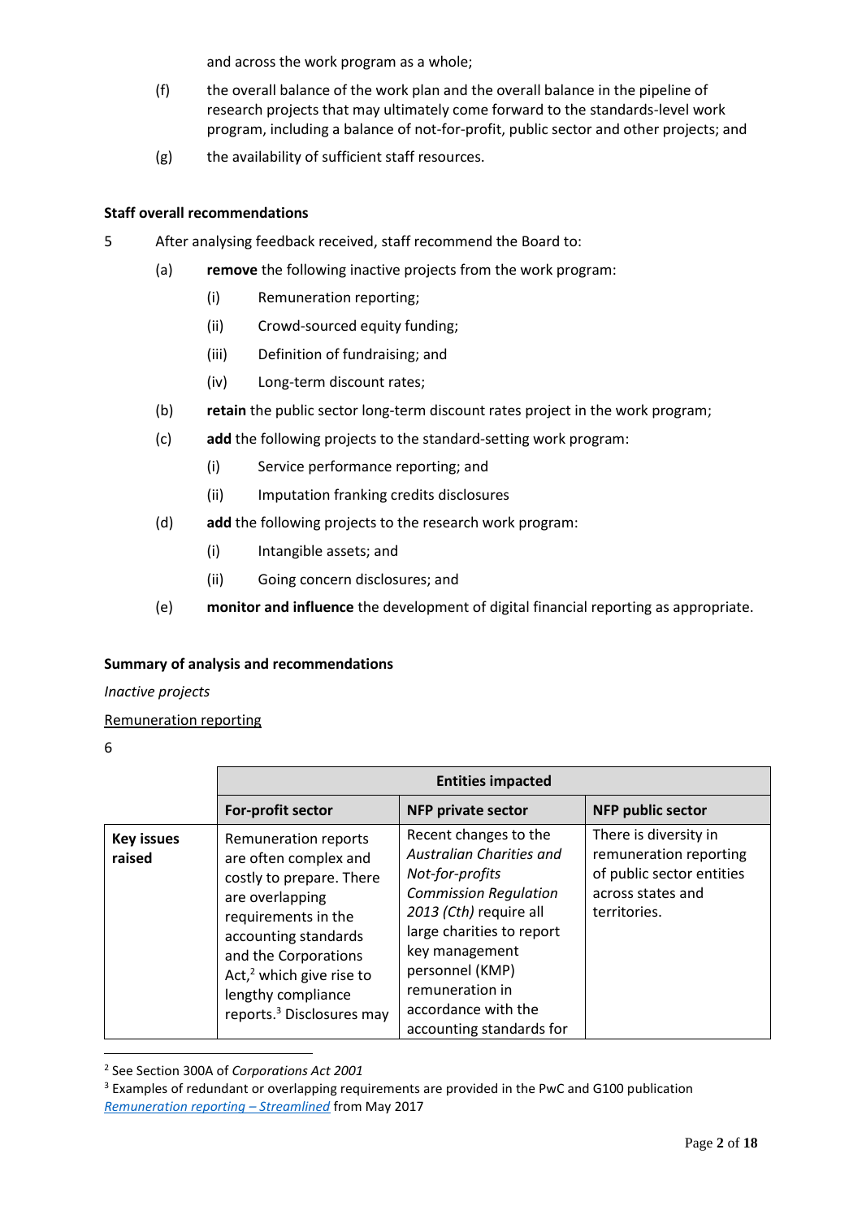and across the work program as a whole;

(f) the overall balance of the work plan and the overall balance in the pipeline of research projects that may ultimately come forward to the standards-level work program, including a balance of not-for-profit, public sector and other projects; and

(g) the availability of sufficient staff resources.

**Staff overall recommendations**

5 After analysing feedback received, staff recommend the Board to:

(a) **remove** the following inactive projects from the work program:

(i) Remuneration reporting;

(ii) Crowd-sourced equity funding;

(iii) Definition of fundraising; and

(iv) Long-term discount rates;

(b) **retain** the public sector long-term discount rates project in the work program;

(c) **add** the following projects to the standard-setting work program:

(i) Service performance reporting; and

(ii) Imputation franking credits disclosures

(d) **add** the following projects to the research work program:

(i) Intangible assets; and

(ii) Going concern disclosures; and

(e) **monitor and influence** the development of digital financial reporting as appropriate.

**Summary of analysis and recommendations**

*Inactive projects*

Remuneration reporting

6

| | **Entities impacted** | | |
|---|---|---|---|
| | **For-profit sector** | **NFP private sector** | **NFP public sector** |
| **Key issues raised** | Remuneration reports are often complex and costly to prepare. There are overlapping requirements in the accounting standards and the Corporations Act,[2] which give rise to lengthy compliance reports.[3] Disclosures may | Recent changes to the *Australian Charities and Not-for-profits Commission Regulation 2013 (Cth)* require all large charities to report key management personnel (KMP) remuneration in accordance with the accounting standards for | There is diversity in remuneration reporting of public sector entities across states and territories. |

[2] See Section 300A of *Corporations Act 2001*

[3] Examples of redundant or overlapping requirements are provided in the PwC and G100 publication *Remuneration reporting – Streamlined* from May 2017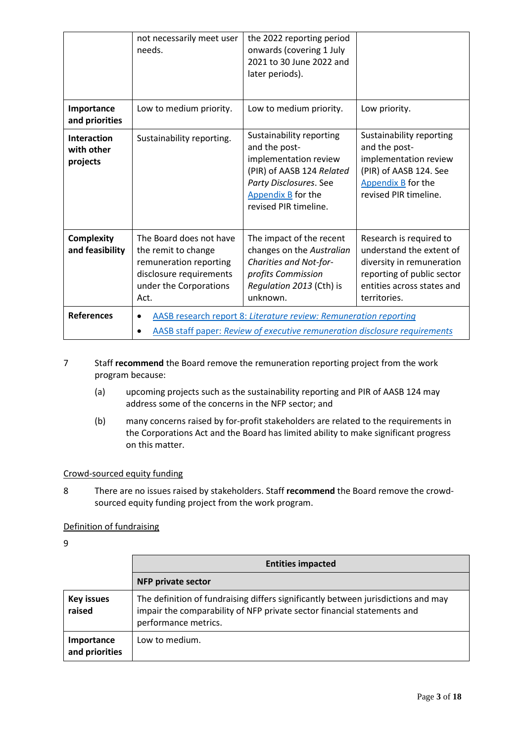| | | | |
|---|---|---|---|
| | not necessarily meet user needs. | the 2022 reporting period onwards (covering 1 July 2021 to 30 June 2022 and later periods). | |
| **Importance and priorities** | Low to medium priority. | Low to medium priority. | Low priority. |
| **Interaction with other projects** | Sustainability reporting. | Sustainability reporting and the post-implementation review (PIR) of AASB 124 *Related Party Disclosures*. See Appendix B for the revised PIR timeline. | Sustainability reporting and the post-implementation review (PIR) of AASB 124. See Appendix B for the revised PIR timeline. |
| **Complexity and feasibility** | The Board does not have the remit to change remuneration reporting disclosure requirements under the Corporations Act. | The impact of the recent changes on the *Australian Charities and Not-for-profits Commission Regulation 2013* (Cth) is unknown. | Research is required to understand the extent of diversity in remuneration reporting of public sector entities across states and territories. |
| **References** | • AASB research report 8: *Literature review: Remuneration reporting*<br>• AASB staff paper: *Review of executive remuneration disclosure requirements* | | |

7 Staff **recommend** the Board remove the remuneration reporting project from the work program because:

(a) upcoming projects such as the sustainability reporting and PIR of AASB 124 may address some of the concerns in the NFP sector; and

(b) many concerns raised by for-profit stakeholders are related to the requirements in the Corporations Act and the Board has limited ability to make significant progress on this matter.

Crowd-sourced equity funding

8 There are no issues raised by stakeholders. Staff **recommend** the Board remove the crowd-sourced equity funding project from the work program.

Definition of fundraising

9

| | **Entities impacted** |
|---|---|
| | **NFP private sector** |
| **Key issues raised** | The definition of fundraising differs significantly between jurisdictions and may impair the comparability of NFP private sector financial statements and performance metrics. |
| **Importance and priorities** | Low to medium. |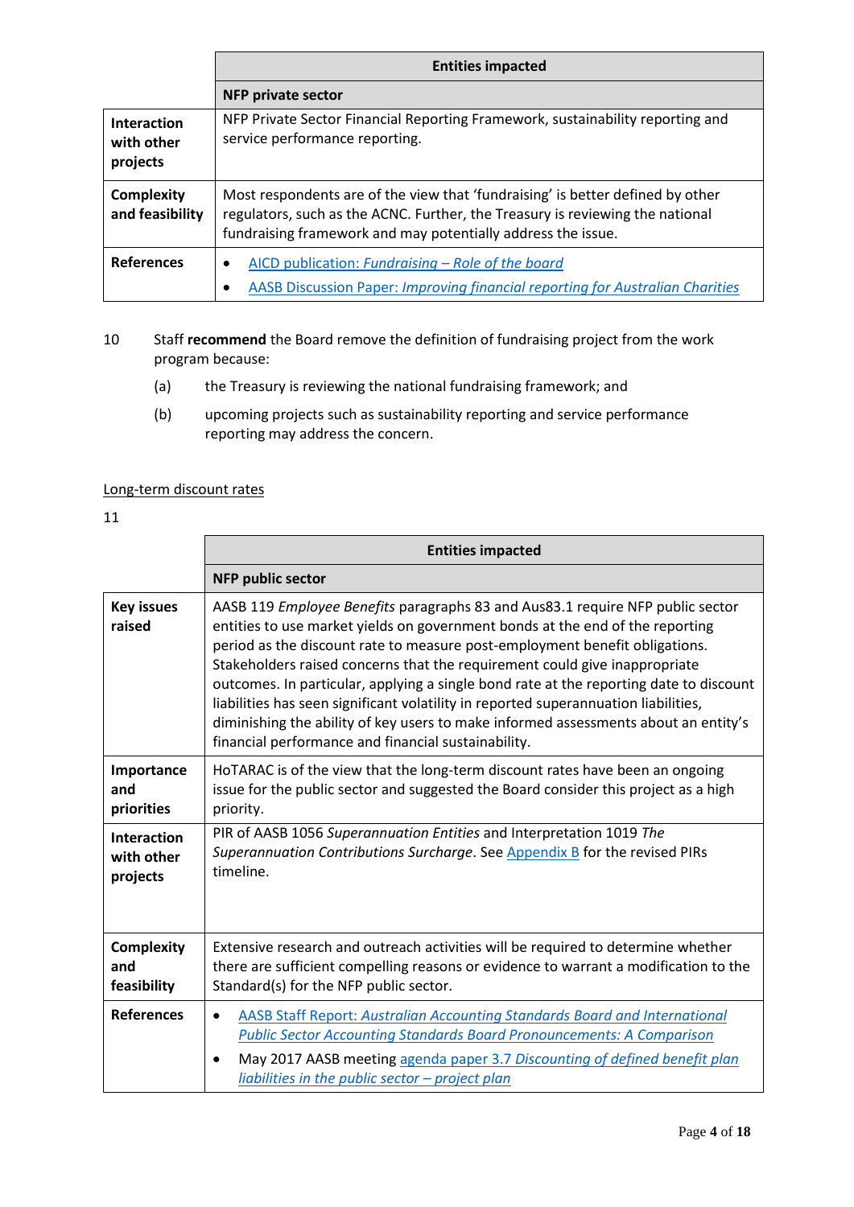| | **Entities impacted** |
|---|---|
| | **NFP private sector** |
| **Interaction with other projects** | NFP Private Sector Financial Reporting Framework, sustainability reporting and service performance reporting. |
| **Complexity and feasibility** | Most respondents are of the view that 'fundraising' is better defined by other regulators, such as the ACNC. Further, the Treasury is reviewing the national fundraising framework and may potentially address the issue. |
| **References** | • AICD publication: *Fundraising – Role of the board* <br> • AASB Discussion Paper: *Improving financial reporting for Australian Charities* |

10 Staff **recommend** the Board remove the definition of fundraising project from the work program because:

(a) the Treasury is reviewing the national fundraising framework; and

(b) upcoming projects such as sustainability reporting and service performance reporting may address the concern.

Long-term discount rates

11

| | **Entities impacted** |
|---|---|
| | **NFP public sector** |
| **Key issues raised** | AASB 119 *Employee Benefits* paragraphs 83 and Aus83.1 require NFP public sector entities to use market yields on government bonds at the end of the reporting period as the discount rate to measure post-employment benefit obligations. Stakeholders raised concerns that the requirement could give inappropriate outcomes. In particular, applying a single bond rate at the reporting date to discount liabilities has seen significant volatility in reported superannuation liabilities, diminishing the ability of key users to make informed assessments about an entity's financial performance and financial sustainability. |
| **Importance and priorities** | HoTARAC is of the view that the long-term discount rates have been an ongoing issue for the public sector and suggested the Board consider this project as a high priority. |
| **Interaction with other projects** | PIR of AASB 1056 *Superannuation Entities* and Interpretation 1019 *The Superannuation Contributions Surcharge*. See Appendix B for the revised PIRs timeline. |
| **Complexity and feasibility** | Extensive research and outreach activities will be required to determine whether there are sufficient compelling reasons or evidence to warrant a modification to the Standard(s) for the NFP public sector. |
| **References** | • AASB Staff Report: *Australian Accounting Standards Board and International Public Sector Accounting Standards Board Pronouncements: A Comparison* <br> • May 2017 AASB meeting agenda paper 3.7 *Discounting of defined benefit plan liabilities in the public sector – project plan* |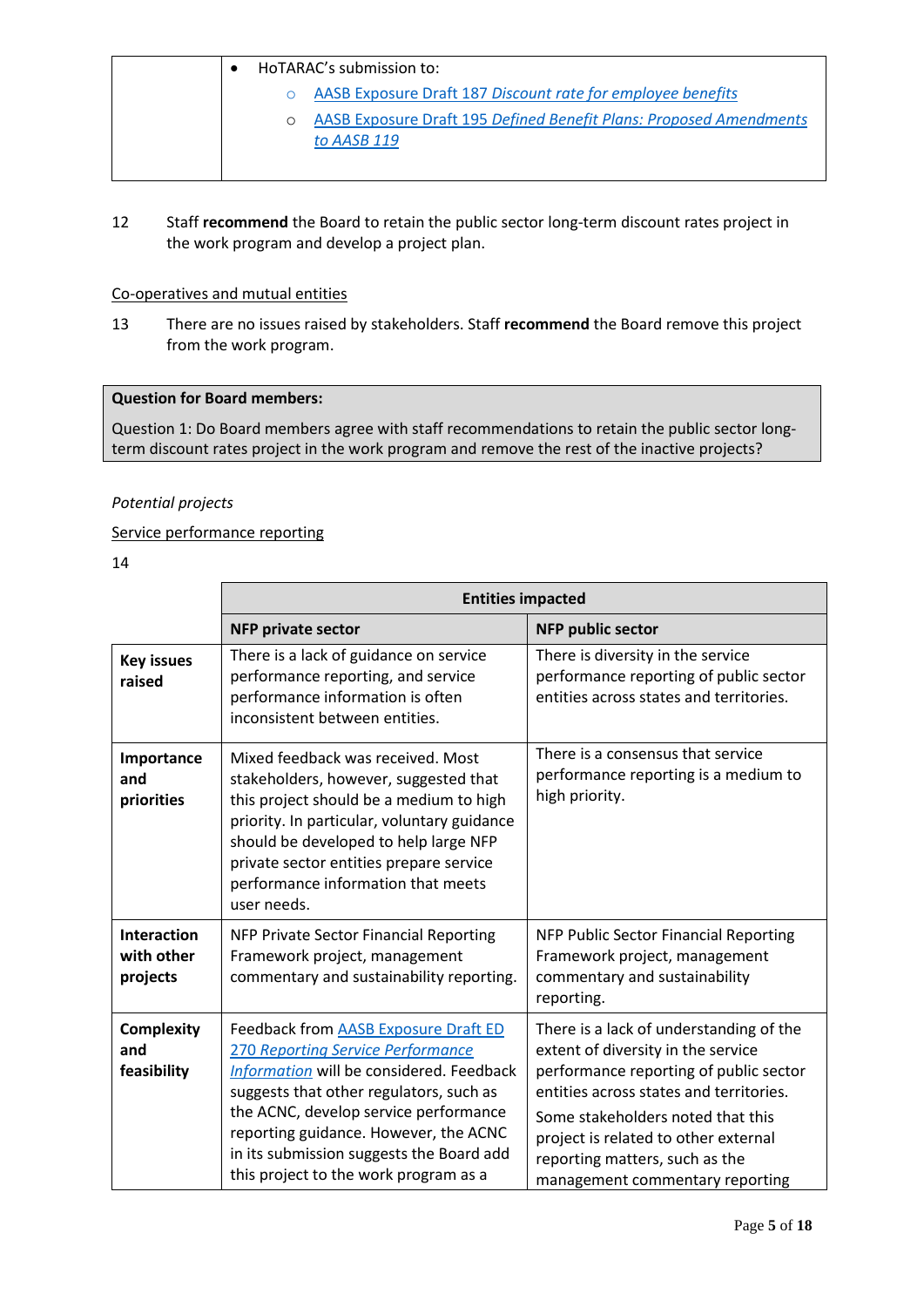| | • HoTARAC's submission to:<br>○ AASB Exposure Draft 187 *Discount rate for employee benefits*<br>○ AASB Exposure Draft 195 *Defined Benefit Plans: Proposed Amendments to AASB 119* |
|---|---|

12 Staff **recommend** the Board to retain the public sector long-term discount rates project in the work program and develop a project plan.

Co-operatives and mutual entities

13 There are no issues raised by stakeholders. Staff **recommend** the Board remove this project from the work program.

> **Question for Board members:**
>
> Question 1: Do Board members agree with staff recommendations to retain the public sector long-term discount rates project in the work program and remove the rest of the inactive projects?

*Potential projects*

Service performance reporting

14

| | **Entities impacted** | |
|---|---|---|
| | **NFP private sector** | **NFP public sector** |
| **Key issues raised** | There is a lack of guidance on service performance reporting, and service performance information is often inconsistent between entities. | There is diversity in the service performance reporting of public sector entities across states and territories. |
| **Importance and priorities** | Mixed feedback was received. Most stakeholders, however, suggested that this project should be a medium to high priority. In particular, voluntary guidance should be developed to help large NFP private sector entities prepare service performance information that meets user needs. | There is a consensus that service performance reporting is a medium to high priority. |
| **Interaction with other projects** | NFP Private Sector Financial Reporting Framework project, management commentary and sustainability reporting. | NFP Public Sector Financial Reporting Framework project, management commentary and sustainability reporting. |
| **Complexity and feasibility** | Feedback from AASB Exposure Draft ED 270 *Reporting Service Performance Information* will be considered. Feedback suggests that other regulators, such as the ACNC, develop service performance reporting guidance. However, the ACNC in its submission suggests the Board add this project to the work program as a | There is a lack of understanding of the extent of diversity in the service performance reporting of public sector entities across states and territories.<br><br>Some stakeholders noted that this project is related to other external reporting matters, such as the management commentary reporting |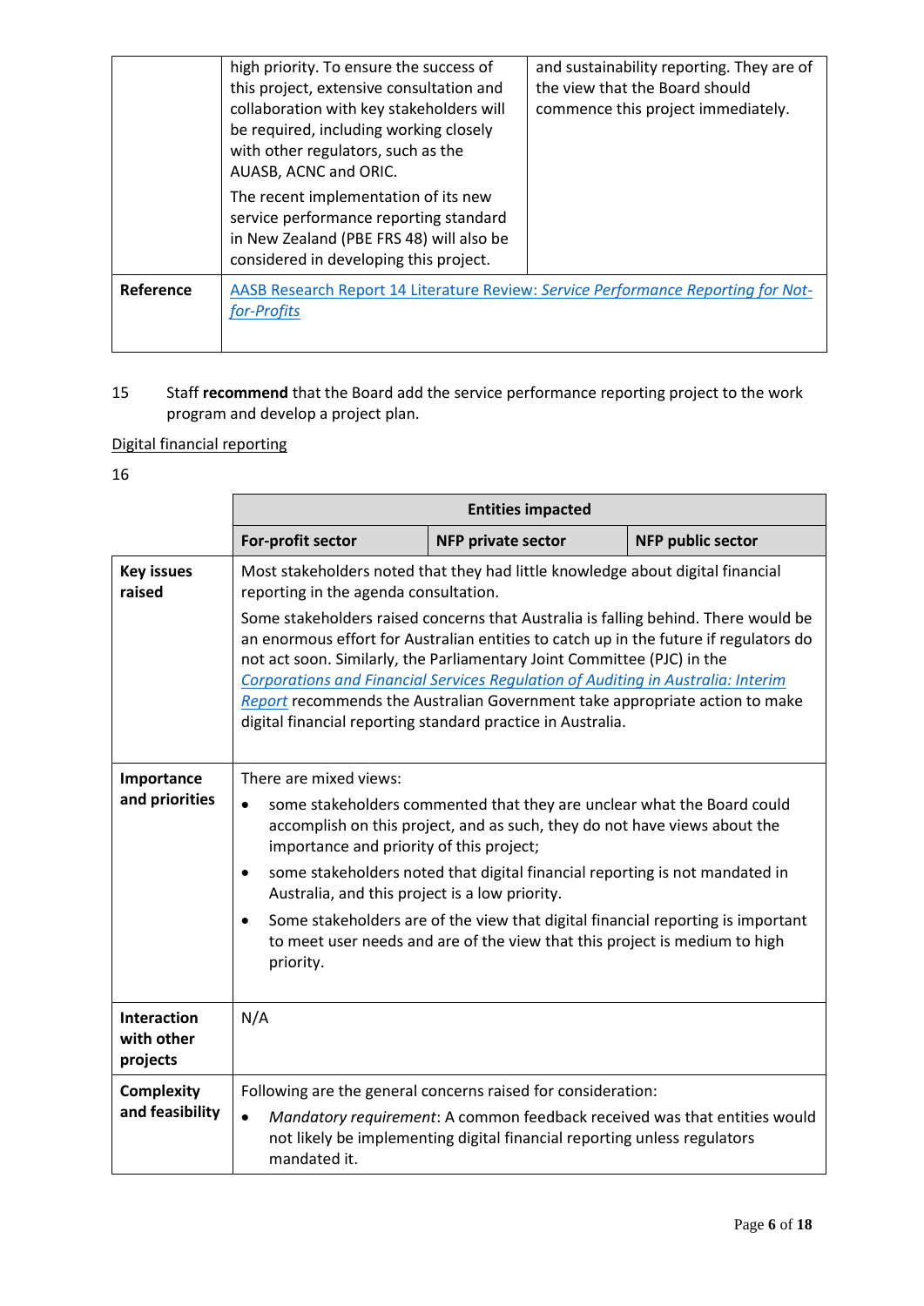| | | |
|---|---|---|
| | high priority. To ensure the success of this project, extensive consultation and collaboration with key stakeholders will be required, including working closely with other regulators, such as the AUASB, ACNC and ORIC.<br><br>The recent implementation of its new service performance reporting standard in New Zealand (PBE FRS 48) will also be considered in developing this project. | and sustainability reporting. They are of the view that the Board should commence this project immediately. |
| **Reference** | [AASB Research Report 14 Literature Review: *Service Performance Reporting for Not-for-Profits*]() | |

15 Staff **recommend** that the Board add the service performance reporting project to the work program and develop a project plan.

Digital financial reporting

16

| | **Entities impacted** | | |
|---|---|---|---|
| | **For-profit sector** | **NFP private sector** | **NFP public sector** |
| **Key issues raised** | Most stakeholders noted that they had little knowledge about digital financial reporting in the agenda consultation.<br><br>Some stakeholders raised concerns that Australia is falling behind. There would be an enormous effort for Australian entities to catch up in the future if regulators do not act soon. Similarly, the Parliamentary Joint Committee (PJC) in the *Corporations and Financial Services Regulation of Auditing in Australia: Interim Report* recommends the Australian Government take appropriate action to make digital financial reporting standard practice in Australia. | | |
| **Importance and priorities** | There are mixed views:<br>• some stakeholders commented that they are unclear what the Board could accomplish on this project, and as such, they do not have views about the importance and priority of this project;<br>• some stakeholders noted that digital financial reporting is not mandated in Australia, and this project is a low priority.<br>• Some stakeholders are of the view that digital financial reporting is important to meet user needs and are of the view that this project is medium to high priority. | | |
| **Interaction with other projects** | N/A | | |
| **Complexity and feasibility** | Following are the general concerns raised for consideration:<br>• *Mandatory requirement*: A common feedback received was that entities would not likely be implementing digital financial reporting unless regulators mandated it. | | |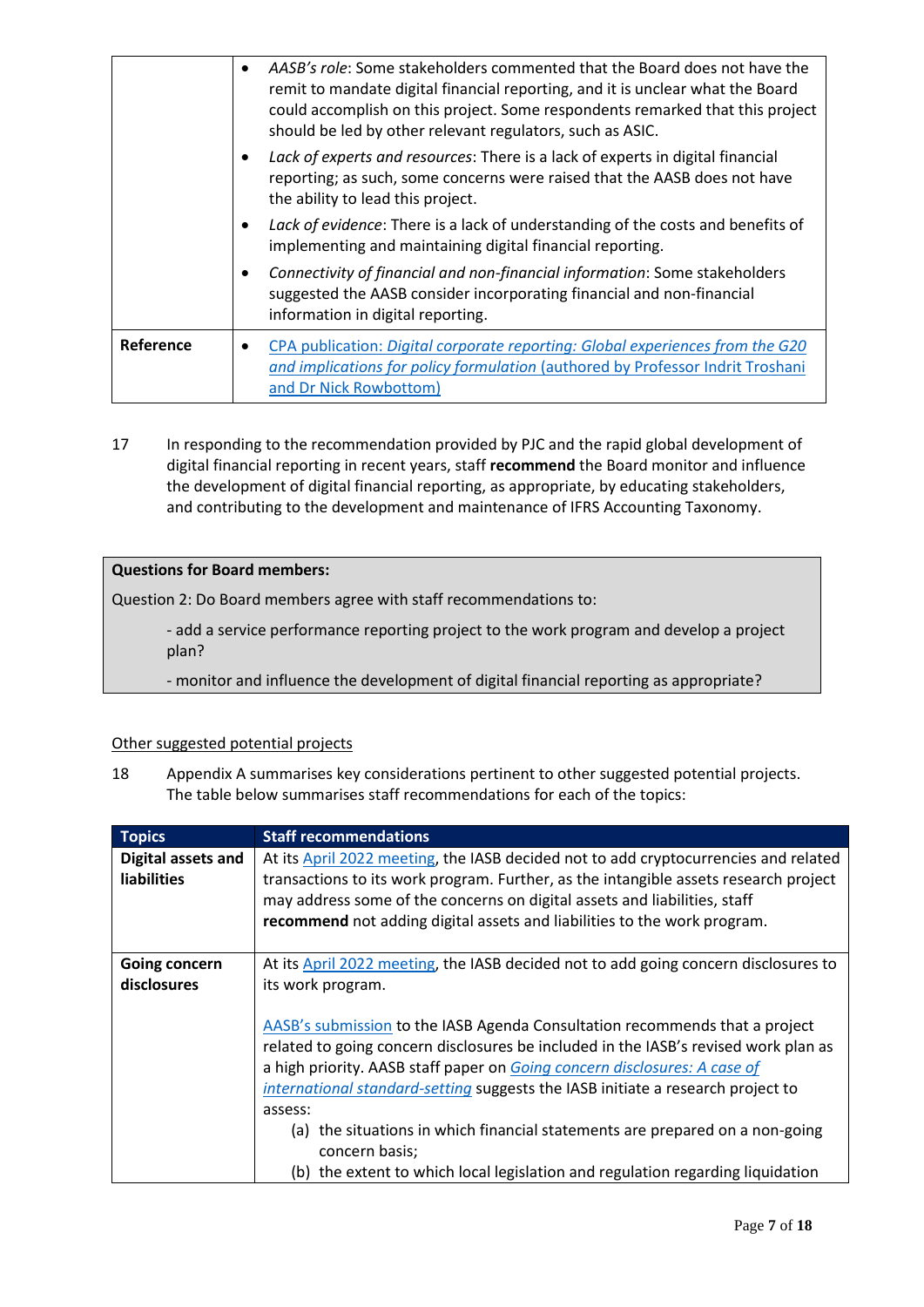| | |
|---|---|
| | • *AASB's role*: Some stakeholders commented that the Board does not have the remit to mandate digital financial reporting, and it is unclear what the Board could accomplish on this project. Some respondents remarked that this project should be led by other relevant regulators, such as ASIC.<br>• *Lack of experts and resources*: There is a lack of experts in digital financial reporting; as such, some concerns were raised that the AASB does not have the ability to lead this project.<br>• *Lack of evidence*: There is a lack of understanding of the costs and benefits of implementing and maintaining digital financial reporting.<br>• *Connectivity of financial and non-financial information*: Some stakeholders suggested the AASB consider incorporating financial and non-financial information in digital reporting. |
| **Reference** | • CPA publication: *Digital corporate reporting: Global experiences from the G20 and implications for policy formulation* (authored by Professor Indrit Troshani and Dr Nick Rowbottom) |

17 In responding to the recommendation provided by PJC and the rapid global development of digital financial reporting in recent years, staff **recommend** the Board monitor and influence the development of digital financial reporting, as appropriate, by educating stakeholders, and contributing to the development and maintenance of IFRS Accounting Taxonomy.

> **Questions for Board members:**
>
> Question 2: Do Board members agree with staff recommendations to:
>
> - add a service performance reporting project to the work program and develop a project plan?
>
> - monitor and influence the development of digital financial reporting as appropriate?

Other suggested potential projects

18 Appendix A summarises key considerations pertinent to other suggested potential projects. The table below summarises staff recommendations for each of the topics:

| Topics | Staff recommendations |
|---|---|
| **Digital assets and liabilities** | At its April 2022 meeting, the IASB decided not to add cryptocurrencies and related transactions to its work program. Further, as the intangible assets research project may address some of the concerns on digital assets and liabilities, staff **recommend** not adding digital assets and liabilities to the work program. |
| **Going concern disclosures** | At its April 2022 meeting, the IASB decided not to add going concern disclosures to its work program.<br><br>AASB's submission to the IASB Agenda Consultation recommends that a project related to going concern disclosures be included in the IASB's revised work plan as a high priority. AASB staff paper on *Going concern disclosures: A case of international standard-setting* suggests the IASB initiate a research project to assess:<br>(a) the situations in which financial statements are prepared on a non-going concern basis;<br>(b) the extent to which local legislation and regulation regarding liquidation |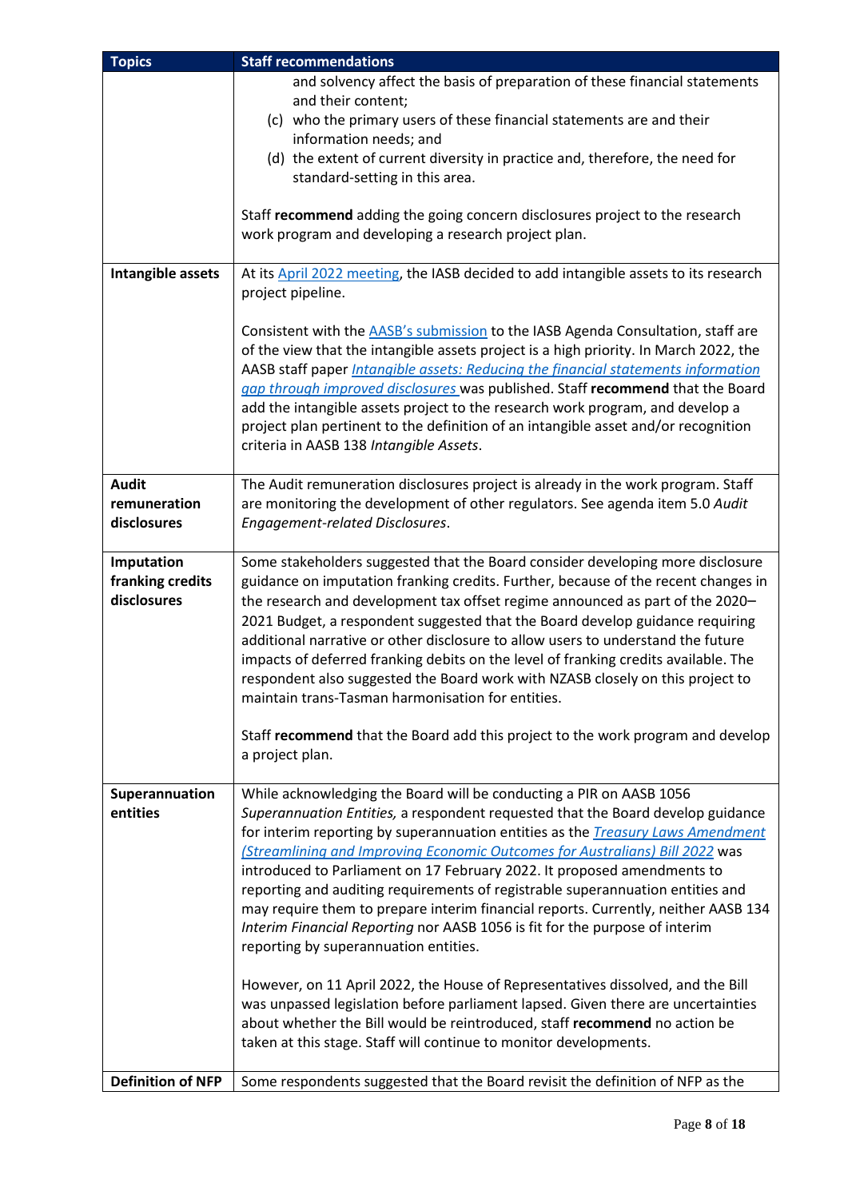| Topics | Staff recommendations |
|---|---|
| | and solvency affect the basis of preparation of these financial statements and their content;<br>(c) who the primary users of these financial statements are and their information needs; and<br>(d) the extent of current diversity in practice and, therefore, the need for standard-setting in this area.<br><br>Staff **recommend** adding the going concern disclosures project to the research work program and developing a research project plan. |
| **Intangible assets** | At its April 2022 meeting, the IASB decided to add intangible assets to its research project pipeline.<br><br>Consistent with the AASB's submission to the IASB Agenda Consultation, staff are of the view that the intangible assets project is a high priority. In March 2022, the AASB staff paper *Intangible assets: Reducing the financial statements information gap through improved disclosures* was published. Staff **recommend** that the Board add the intangible assets project to the research work program, and develop a project plan pertinent to the definition of an intangible asset and/or recognition criteria in AASB 138 *Intangible Assets*. |
| **Audit remuneration disclosures** | The Audit remuneration disclosures project is already in the work program. Staff are monitoring the development of other regulators. See agenda item 5.0 *Audit Engagement-related Disclosures*. |
| **Imputation franking credits disclosures** | Some stakeholders suggested that the Board consider developing more disclosure guidance on imputation franking credits. Further, because of the recent changes in the research and development tax offset regime announced as part of the 2020–2021 Budget, a respondent suggested that the Board develop guidance requiring additional narrative or other disclosure to allow users to understand the future impacts of deferred franking debits on the level of franking credits available. The respondent also suggested the Board work with NZASB closely on this project to maintain trans-Tasman harmonisation for entities.<br><br>Staff **recommend** that the Board add this project to the work program and develop a project plan. |
| **Superannuation entities** | While acknowledging the Board will be conducting a PIR on AASB 1056 *Superannuation Entities,* a respondent requested that the Board develop guidance for interim reporting by superannuation entities as the *Treasury Laws Amendment (Streamlining and Improving Economic Outcomes for Australians) Bill 2022* was introduced to Parliament on 17 February 2022. It proposed amendments to reporting and auditing requirements of registrable superannuation entities and may require them to prepare interim financial reports. Currently, neither AASB 134 *Interim Financial Reporting* nor AASB 1056 is fit for the purpose of interim reporting by superannuation entities.<br><br>However, on 11 April 2022, the House of Representatives dissolved, and the Bill was unpassed legislation before parliament lapsed. Given there are uncertainties about whether the Bill would be reintroduced, staff **recommend** no action be taken at this stage. Staff will continue to monitor developments. |
| **Definition of NFP** | Some respondents suggested that the Board revisit the definition of NFP as the |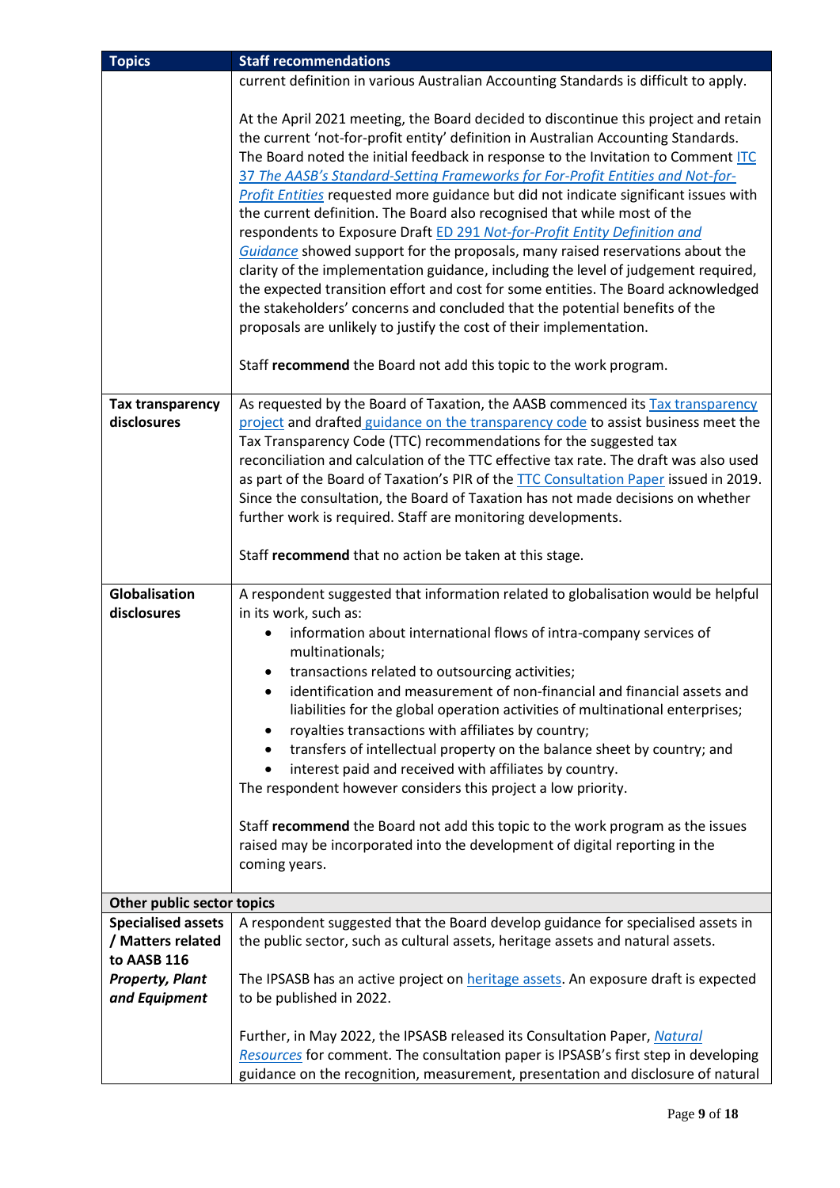| Topics | Staff recommendations |
| --- | --- |
| | current definition in various Australian Accounting Standards is difficult to apply.<br><br>At the April 2021 meeting, the Board decided to discontinue this project and retain the current 'not-for-profit entity' definition in Australian Accounting Standards. The Board noted the initial feedback in response to the Invitation to Comment [ITC 37 *The AASB's Standard-Setting Frameworks for For-Profit Entities and Not-for-Profit Entities*] requested more guidance but did not indicate significant issues with the current definition. The Board also recognised that while most of the respondents to Exposure Draft [ED 291 *Not-for-Profit Entity Definition and Guidance*] showed support for the proposals, many raised reservations about the clarity of the implementation guidance, including the level of judgement required, the expected transition effort and cost for some entities. The Board acknowledged the stakeholders' concerns and concluded that the potential benefits of the proposals are unlikely to justify the cost of their implementation.<br><br>Staff **recommend** the Board not add this topic to the work program. |
| **Tax transparency disclosures** | As requested by the Board of Taxation, the AASB commenced its [Tax transparency project] and drafted [guidance on the transparency code] to assist business meet the Tax Transparency Code (TTC) recommendations for the suggested tax reconciliation and calculation of the TTC effective tax rate. The draft was also used as part of the Board of Taxation's PIR of the [TTC Consultation Paper] issued in 2019. Since the consultation, the Board of Taxation has not made decisions on whether further work is required. Staff are monitoring developments.<br><br>Staff **recommend** that no action be taken at this stage. |
| **Globalisation disclosures** | A respondent suggested that information related to globalisation would be helpful in its work, such as:<br>• information about international flows of intra-company services of multinationals;<br>• transactions related to outsourcing activities;<br>• identification and measurement of non-financial and financial assets and liabilities for the global operation activities of multinational enterprises;<br>• royalties transactions with affiliates by country;<br>• transfers of intellectual property on the balance sheet by country; and<br>• interest paid and received with affiliates by country.<br>The respondent however considers this project a low priority.<br><br>Staff **recommend** the Board not add this topic to the work program as the issues raised may be incorporated into the development of digital reporting in the coming years. |
| **Other public sector topics** | |
| **Specialised assets / Matters related to AASB 116 *Property, Plant and Equipment*** | A respondent suggested that the Board develop guidance for specialised assets in the public sector, such as cultural assets, heritage assets and natural assets.<br><br>The IPSASB has an active project on [heritage assets]. An exposure draft is expected to be published in 2022.<br><br>Further, in May 2022, the IPSASB released its Consultation Paper, [*Natural Resources*] for comment. The consultation paper is IPSASB's first step in developing guidance on the recognition, measurement, presentation and disclosure of natural |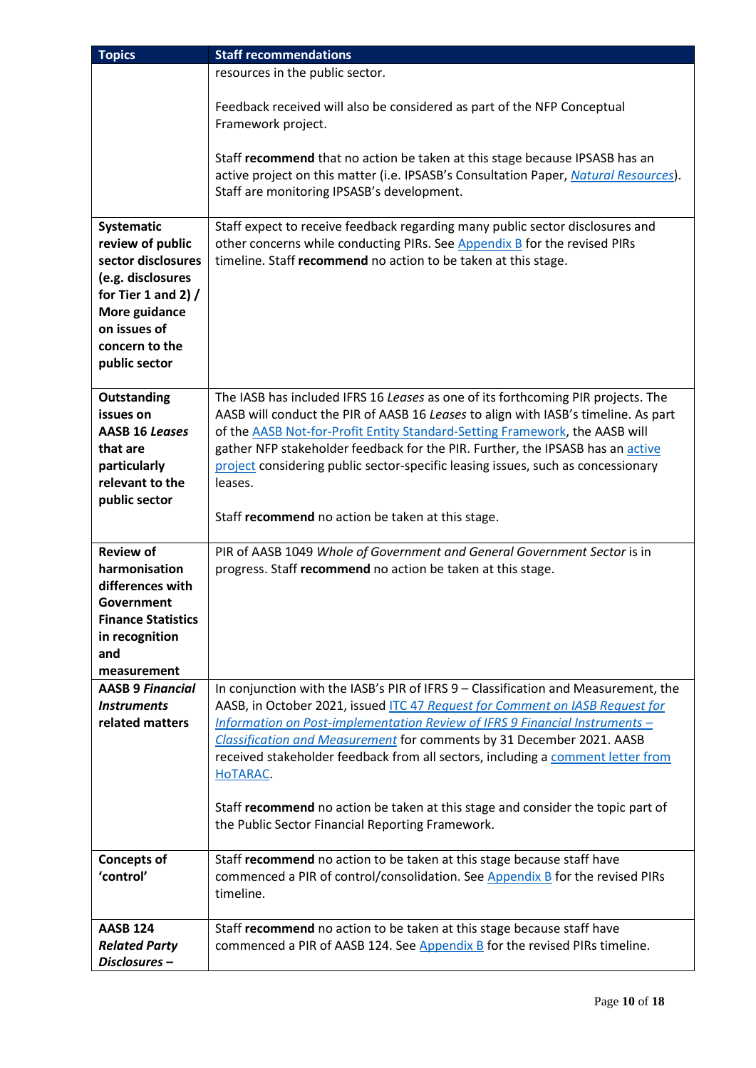| Topics | Staff recommendations |
|---|---|
| | resources in the public sector.<br><br>Feedback received will also be considered as part of the NFP Conceptual Framework project.<br><br>Staff **recommend** that no action be taken at this stage because IPSASB has an active project on this matter (i.e. IPSASB's Consultation Paper, *Natural Resources*). Staff are monitoring IPSASB's development. |
| **Systematic review of public sector disclosures (e.g. disclosures for Tier 1 and 2) / More guidance on issues of concern to the public sector** | Staff expect to receive feedback regarding many public sector disclosures and other concerns while conducting PIRs. See Appendix B for the revised PIRs timeline. Staff **recommend** no action to be taken at this stage. |
| **Outstanding issues on AASB 16 *Leases* that are particularly relevant to the public sector** | The IASB has included IFRS 16 *Leases* as one of its forthcoming PIR projects. The AASB will conduct the PIR of AASB 16 *Leases* to align with IASB's timeline. As part of the AASB Not-for-Profit Entity Standard-Setting Framework, the AASB will gather NFP stakeholder feedback for the PIR. Further, the IPSASB has an active project considering public sector-specific leasing issues, such as concessionary leases.<br><br>Staff **recommend** no action be taken at this stage. |
| **Review of harmonisation differences with Government Finance Statistics in recognition and measurement** | PIR of AASB 1049 *Whole of Government and General Government Sector* is in progress. Staff **recommend** no action be taken at this stage. |
| **AASB 9 *Financial Instruments* related matters** | In conjunction with the IASB's PIR of IFRS 9 – Classification and Measurement, the AASB, in October 2021, issued ITC 47 *Request for Comment on IASB Request for Information on Post-implementation Review of IFRS 9 Financial Instruments – Classification and Measurement* for comments by 31 December 2021. AASB received stakeholder feedback from all sectors, including a comment letter from HoTARAC.<br><br>Staff **recommend** no action be taken at this stage and consider the topic part of the Public Sector Financial Reporting Framework. |
| **Concepts of 'control'** | Staff **recommend** no action to be taken at this stage because staff have commenced a PIR of control/consolidation. See Appendix B for the revised PIRs timeline. |
| **AASB 124 *Related Party Disclosures* –** | Staff **recommend** no action to be taken at this stage because staff have commenced a PIR of AASB 124. See Appendix B for the revised PIRs timeline. |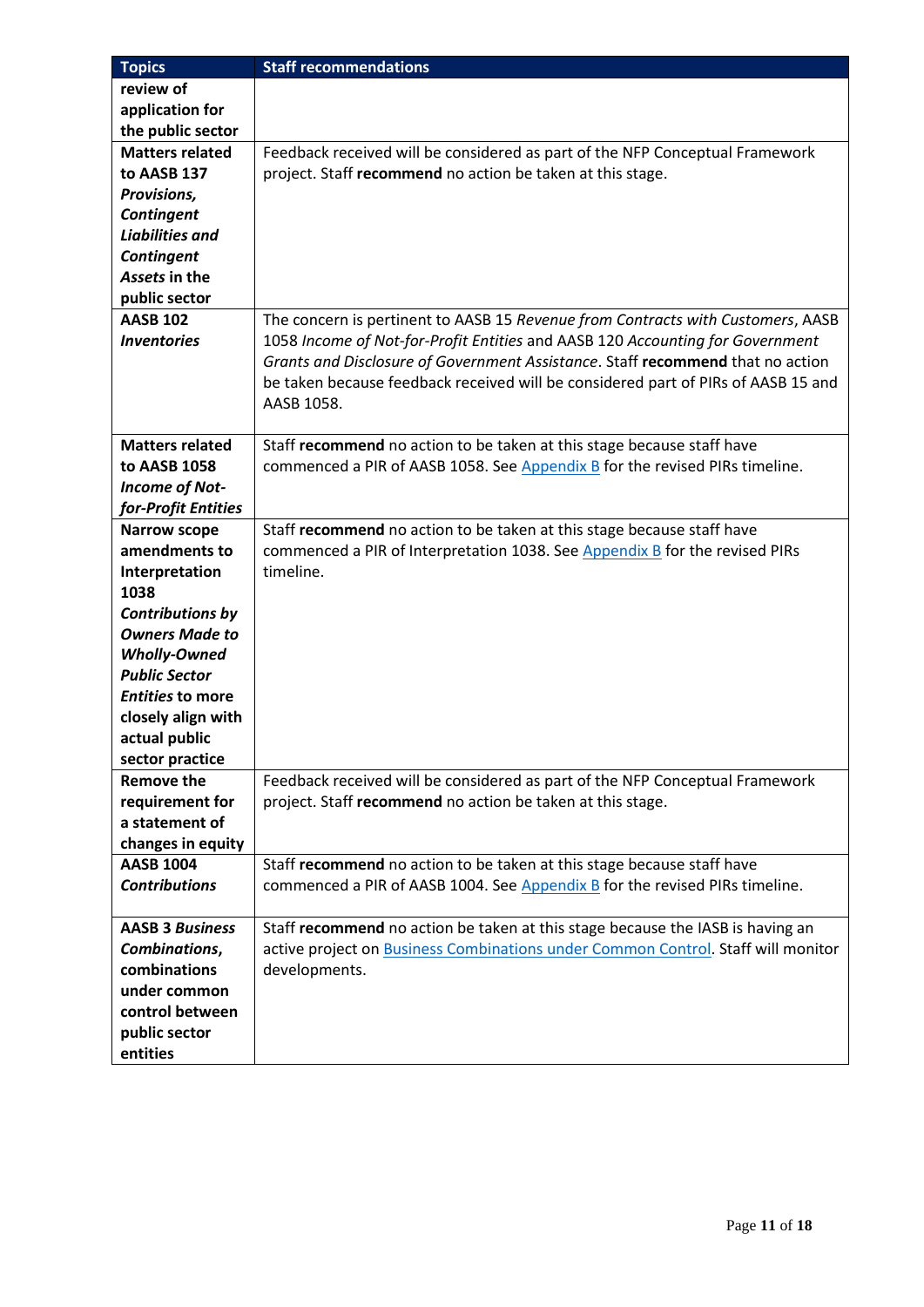| Topics | Staff recommendations |
|---|---|
| **review of application for the public sector** | |
| **Matters related to AASB 137 *Provisions, Contingent Liabilities and Contingent Assets* in the public sector** | Feedback received will be considered as part of the NFP Conceptual Framework project. Staff **recommend** no action be taken at this stage. |
| **AASB 102 *Inventories*** | The concern is pertinent to AASB 15 *Revenue from Contracts with Customers*, AASB 1058 *Income of Not-for-Profit Entities* and AASB 120 *Accounting for Government Grants and Disclosure of Government Assistance*. Staff **recommend** that no action be taken because feedback received will be considered part of PIRs of AASB 15 and AASB 1058. |
| **Matters related to AASB 1058 *Income of Not-for-Profit Entities*** | Staff **recommend** no action to be taken at this stage because staff have commenced a PIR of AASB 1058. See Appendix B for the revised PIRs timeline. |
| **Narrow scope amendments to Interpretation 1038 *Contributions by Owners Made to Wholly-Owned Public Sector Entities* to more closely align with actual public sector practice** | Staff **recommend** no action to be taken at this stage because staff have commenced a PIR of Interpretation 1038. See Appendix B for the revised PIRs timeline. |
| **Remove the requirement for a statement of changes in equity** | Feedback received will be considered as part of the NFP Conceptual Framework project. Staff **recommend** no action be taken at this stage. |
| **AASB 1004 *Contributions*** | Staff **recommend** no action to be taken at this stage because staff have commenced a PIR of AASB 1004. See Appendix B for the revised PIRs timeline. |
| **AASB 3 *Business Combinations*, combinations under common control between public sector entities** | Staff **recommend** no action be taken at this stage because the IASB is having an active project on Business Combinations under Common Control. Staff will monitor developments. |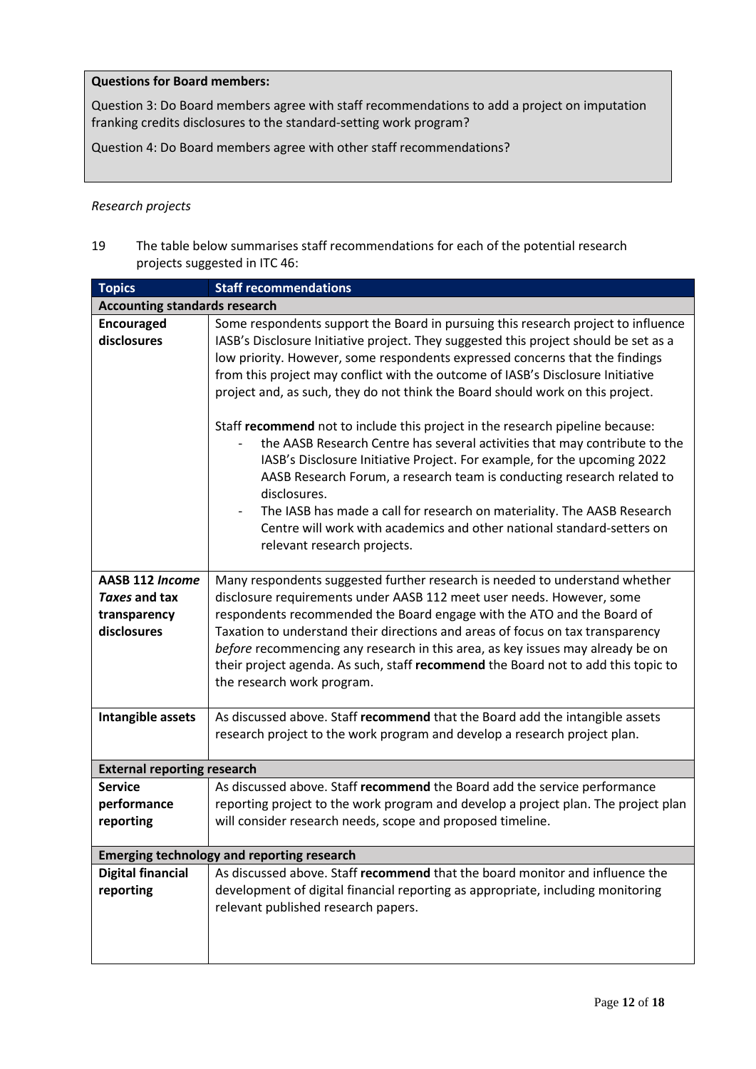**Questions for Board members:**

Question 3: Do Board members agree with staff recommendations to add a project on imputation franking credits disclosures to the standard-setting work program?

Question 4: Do Board members agree with other staff recommendations?

*Research projects*

19 The table below summarises staff recommendations for each of the potential research projects suggested in ITC 46:

| Topics | Staff recommendations |
|---|---|
| **Accounting standards research** | |
| **Encouraged disclosures** | Some respondents support the Board in pursuing this research project to influence IASB's Disclosure Initiative project. They suggested this project should be set as a low priority. However, some respondents expressed concerns that the findings from this project may conflict with the outcome of IASB's Disclosure Initiative project and, as such, they do not think the Board should work on this project.<br><br>Staff **recommend** not to include this project in the research pipeline because:<br>- the AASB Research Centre has several activities that may contribute to the IASB's Disclosure Initiative Project. For example, for the upcoming 2022 AASB Research Forum, a research team is conducting research related to disclosures.<br>- The IASB has made a call for research on materiality. The AASB Research Centre will work with academics and other national standard-setters on relevant research projects. |
| **AASB 112 *Income Taxes* and tax transparency disclosures** | Many respondents suggested further research is needed to understand whether disclosure requirements under AASB 112 meet user needs. However, some respondents recommended the Board engage with the ATO and the Board of Taxation to understand their directions and areas of focus on tax transparency *before* recommencing any research in this area, as key issues may already be on their project agenda. As such, staff **recommend** the Board not to add this topic to the research work program. |
| **Intangible assets** | As discussed above. Staff **recommend** that the Board add the intangible assets research project to the work program and develop a research project plan. |
| **External reporting research** | |
| **Service performance reporting** | As discussed above. Staff **recommend** the Board add the service performance reporting project to the work program and develop a project plan. The project plan will consider research needs, scope and proposed timeline. |
| **Emerging technology and reporting research** | |
| **Digital financial reporting** | As discussed above. Staff **recommend** that the board monitor and influence the development of digital financial reporting as appropriate, including monitoring relevant published research papers. |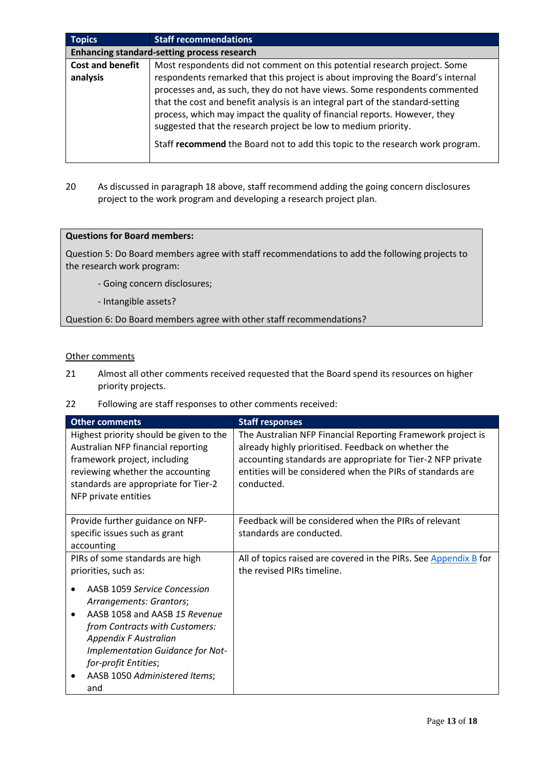| Topics | Staff recommendations |
|---|---|
| **Enhancing standard-setting process research** | |
| **Cost and benefit analysis** | Most respondents did not comment on this potential research project. Some respondents remarked that this project is about improving the Board's internal processes and, as such, they do not have views. Some respondents commented that the cost and benefit analysis is an integral part of the standard-setting process, which may impact the quality of financial reports. However, they suggested that the research project be low to medium priority.<br><br>Staff **recommend** the Board not to add this topic to the research work program. |

20 As discussed in paragraph 18 above, staff recommend adding the going concern disclosures project to the work program and developing a research project plan.

> **Questions for Board members:**
>
> Question 5: Do Board members agree with staff recommendations to add the following projects to the research work program:
>
> - Going concern disclosures;
>
> - Intangible assets?
>
> Question 6: Do Board members agree with other staff recommendations?

Other comments

21 Almost all other comments received requested that the Board spend its resources on higher priority projects.

22 Following are staff responses to other comments received:

| Other comments | Staff responses |
|---|---|
| Highest priority should be given to the Australian NFP financial reporting framework project, including reviewing whether the accounting standards are appropriate for Tier-2 NFP private entities | The Australian NFP Financial Reporting Framework project is already highly prioritised. Feedback on whether the accounting standards are appropriate for Tier-2 NFP private entities will be considered when the PIRs of standards are conducted. |
| Provide further guidance on NFP-specific issues such as grant accounting | Feedback will be considered when the PIRs of relevant standards are conducted. |
| PIRs of some standards are high priorities, such as:<br>• AASB 1059 *Service Concession Arrangements: Grantors*;<br>• AASB 1058 and AASB *15 Revenue from Contracts with Customers: Appendix F Australian Implementation Guidance for Not-for-profit Entities*;<br>• AASB 1050 *Administered Items*; and | All of topics raised are covered in the PIRs. See Appendix B for the revised PIRs timeline. |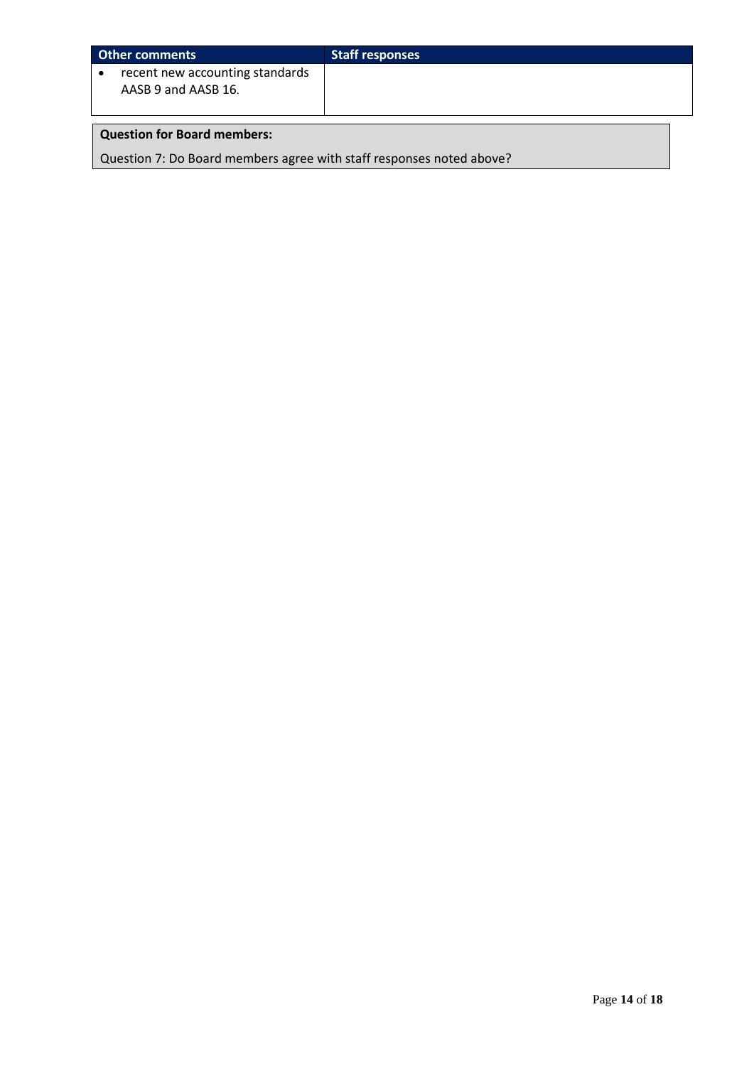| Other comments | Staff responses |
| --- | --- |
| • recent new accounting standards AASB 9 and AASB 16. | |

**Question for Board members:**

Question 7: Do Board members agree with staff responses noted above?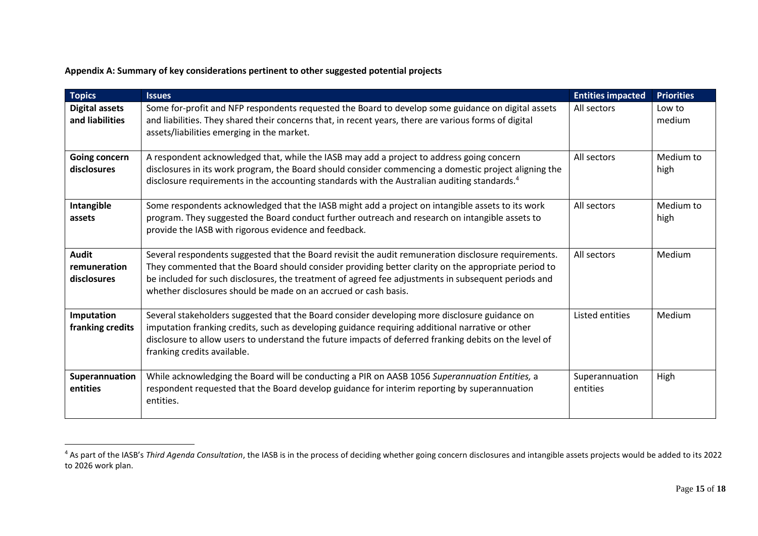**Appendix A: Summary of key considerations pertinent to other suggested potential projects**

| Topics | Issues | Entities impacted | Priorities |
|---|---|---|---|
| **Digital assets and liabilities** | Some for-profit and NFP respondents requested the Board to develop some guidance on digital assets and liabilities. They shared their concerns that, in recent years, there are various forms of digital assets/liabilities emerging in the market. | All sectors | Low to medium |
| **Going concern disclosures** | A respondent acknowledged that, while the IASB may add a project to address going concern disclosures in its work program, the Board should consider commencing a domestic project aligning the disclosure requirements in the accounting standards with the Australian auditing standards.[4] | All sectors | Medium to high |
| **Intangible assets** | Some respondents acknowledged that the IASB might add a project on intangible assets to its work program. They suggested the Board conduct further outreach and research on intangible assets to provide the IASB with rigorous evidence and feedback. | All sectors | Medium to high |
| **Audit remuneration disclosures** | Several respondents suggested that the Board revisit the audit remuneration disclosure requirements. They commented that the Board should consider providing better clarity on the appropriate period to be included for such disclosures, the treatment of agreed fee adjustments in subsequent periods and whether disclosures should be made on an accrued or cash basis. | All sectors | Medium |
| **Imputation franking credits** | Several stakeholders suggested that the Board consider developing more disclosure guidance on imputation franking credits, such as developing guidance requiring additional narrative or other disclosure to allow users to understand the future impacts of deferred franking debits on the level of franking credits available. | Listed entities | Medium |
| **Superannuation entities** | While acknowledging the Board will be conducting a PIR on AASB 1056 *Superannuation Entities,* a respondent requested that the Board develop guidance for interim reporting by superannuation entities. | Superannuation entities | High |

[4] As part of the IASB's *Third Agenda Consultation*, the IASB is in the process of deciding whether going concern disclosures and intangible assets projects would be added to its 2022 to 2026 work plan.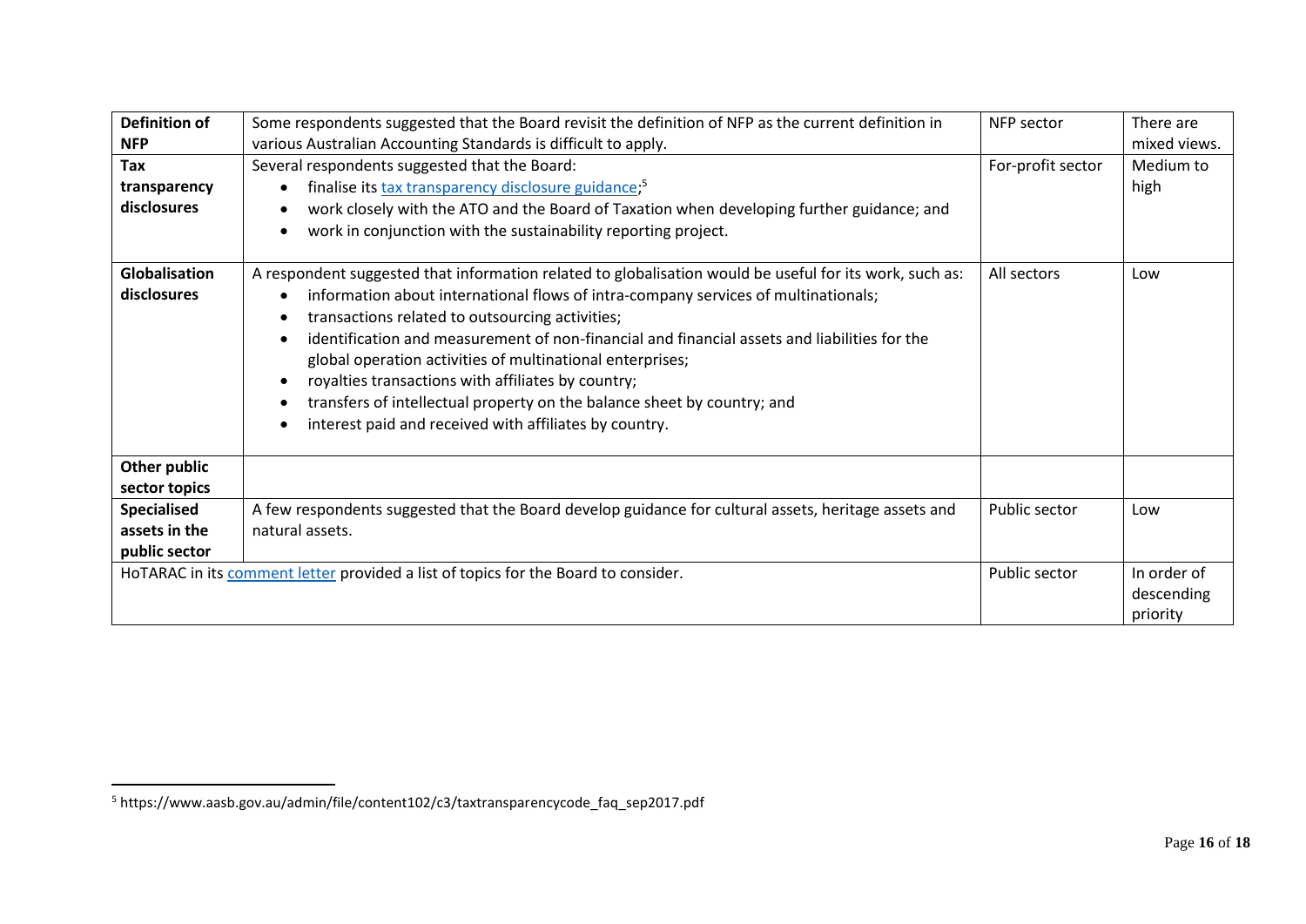| Definition of NFP | Some respondents suggested that the Board revisit the definition of NFP as the current definition in various Australian Accounting Standards is difficult to apply. | NFP sector | There are mixed views. |
|---|---|---|---|
| **Tax transparency disclosures** | Several respondents suggested that the Board:<br>• finalise its tax transparency disclosure guidance;[5]<br>• work closely with the ATO and the Board of Taxation when developing further guidance; and<br>• work in conjunction with the sustainability reporting project. | For-profit sector | Medium to high |
| **Globalisation disclosures** | A respondent suggested that information related to globalisation would be useful for its work, such as:<br>• information about international flows of intra-company services of multinationals;<br>• transactions related to outsourcing activities;<br>• identification and measurement of non-financial and financial assets and liabilities for the global operation activities of multinational enterprises;<br>• royalties transactions with affiliates by country;<br>• transfers of intellectual property on the balance sheet by country; and<br>• interest paid and received with affiliates by country. | All sectors | Low |
| **Other public sector topics** | | | |
| **Specialised assets in the public sector** | A few respondents suggested that the Board develop guidance for cultural assets, heritage assets and natural assets. | Public sector | Low |
| HoTARAC in its comment letter provided a list of topics for the Board to consider. | | Public sector | In order of descending priority |

[5] https://www.aasb.gov.au/admin/file/content102/c3/taxtransparencycode_faq_sep2017.pdf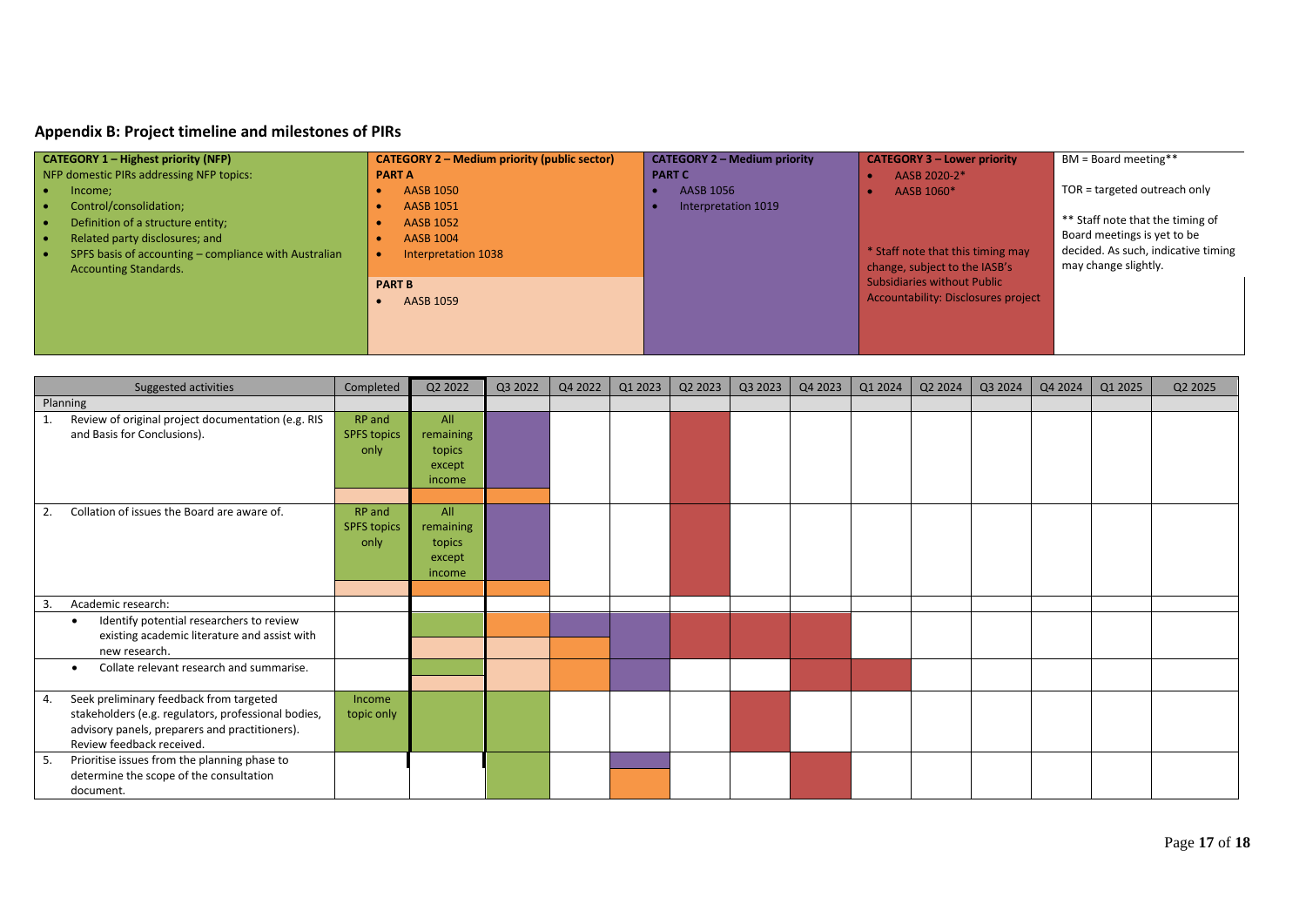## Appendix B: Project timeline and milestones of PIRs

| CATEGORY 1 – Highest priority (NFP) | CATEGORY 2 – Medium priority (public sector) | CATEGORY 2 – Medium priority | CATEGORY 3 – Lower priority | |
|---|---|---|---|---|
| NFP domestic PIRs addressing NFP topics:<br>• Income;<br>• Control/consolidation;<br>• Definition of a structure entity;<br>• Related party disclosures; and<br>• SPFS basis of accounting – compliance with Australian Accounting Standards. | **PART A**<br>• AASB 1050<br>• AASB 1051<br>• AASB 1052<br>• AASB 1004<br>• Interpretation 1038<br><br>**PART B**<br>• AASB 1059 | **PART C**<br>• AASB 1056<br>• Interpretation 1019 | • AASB 2020-2*<br>• AASB 1060*<br><br>* Staff note that this timing may change, subject to the IASB's Subsidiaries without Public Accountability: Disclosures project | BM = Board meeting**<br><br>TOR = targeted outreach only<br><br>** Staff note that the timing of Board meetings is yet to be decided. As such, indicative timing may change slightly. |

| Suggested activities | Completed | Q2 2022 | Q3 2022 | Q4 2022 | Q1 2023 | Q2 2023 | Q3 2023 | Q4 2023 | Q1 2024 | Q2 2024 | Q3 2024 | Q4 2024 | Q1 2025 | Q2 2025 |
|---|---|---|---|---|---|---|---|---|---|---|---|---|---|---|
| Planning | | | | | | | | | | | | | | |
| 1. Review of original project documentation (e.g. RIS and Basis for Conclusions). | RP and SPFS topics only | All remaining topics except income | | | | | | | | | | | | |
| 2. Collation of issues the Board are aware of. | RP and SPFS topics only | All remaining topics except income | | | | | | | | | | | | |
| 3. Academic research: | | | | | | | | | | | | | | |
| • Identify potential researchers to review existing academic literature and assist with new research. | | | | | | | | | | | | | | |
| • Collate relevant research and summarise. | | | | | | | | | | | | | | |
| 4. Seek preliminary feedback from targeted stakeholders (e.g. regulators, professional bodies, advisory panels, preparers and practitioners). Review feedback received. | Income topic only | | | | | | | | | | | | | |
| 5. Prioritise issues from the planning phase to determine the scope of the consultation document. | | | | | | | | | | | | | | |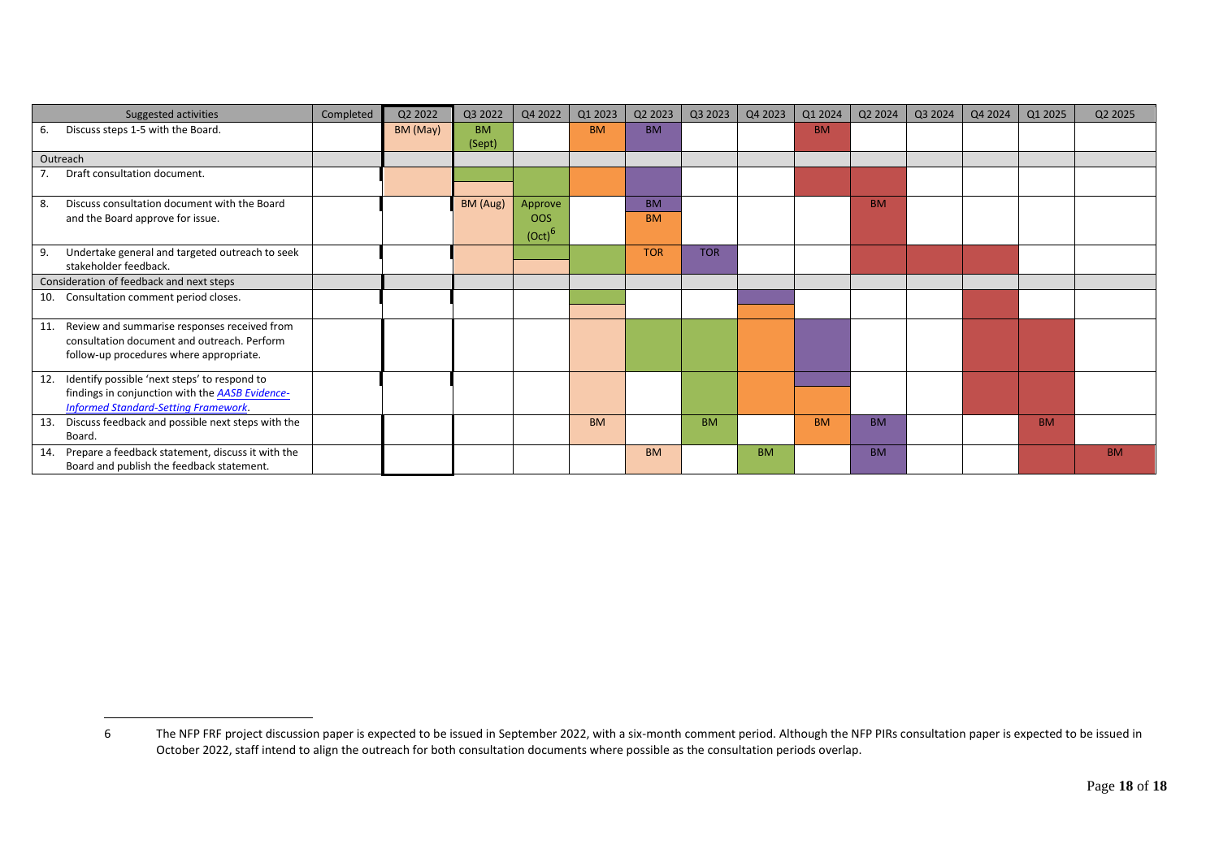| Suggested activities | Completed | Q2 2022 | Q3 2022 | Q4 2022 | Q1 2023 | Q2 2023 | Q3 2023 | Q4 2023 | Q1 2024 | Q2 2024 | Q3 2024 | Q4 2024 | Q1 2025 | Q2 2025 |
|---|---|---|---|---|---|---|---|---|---|---|---|---|---|---|
| 6. Discuss steps 1-5 with the Board. | | BM (May) | BM (Sept) | | BM | BM | | | BM | | | | | |
| Outreach | | | | | | | | | | | | | | |
| 7. Draft consultation document. | | | | | | | | | | | | | | |
| 8. Discuss consultation document with the Board and the Board approve for issue. | | | BM (Aug) | Approve OOS (Oct)[6] | | BM BM | | | | BM | | | | |
| 9. Undertake general and targeted outreach to seek stakeholder feedback. | | | | | | TOR | TOR | | | | | | | |
| Consideration of feedback and next steps | | | | | | | | | | | | | | |
| 10. Consultation comment period closes. | | | | | | | | | | | | | | |
| 11. Review and summarise responses received from consultation document and outreach. Perform follow-up procedures where appropriate. | | | | | | | | | | | | | | |
| 12. Identify possible 'next steps' to respond to findings in conjunction with the *AASB Evidence-Informed Standard-Setting Framework*. | | | | | | | | | | | | | | |
| 13. Discuss feedback and possible next steps with the Board. | | | | | BM | | BM | | BM | BM | | | BM | |
| 14. Prepare a feedback statement, discuss it with the Board and publish the feedback statement. | | | | | | BM | | BM | | BM | | | | BM |

6 The NFP FRF project discussion paper is expected to be issued in September 2022, with a six-month comment period. Although the NFP PIRs consultation paper is expected to be issued in October 2022, staff intend to align the outreach for both consultation documents where possible as the consultation periods overlap.